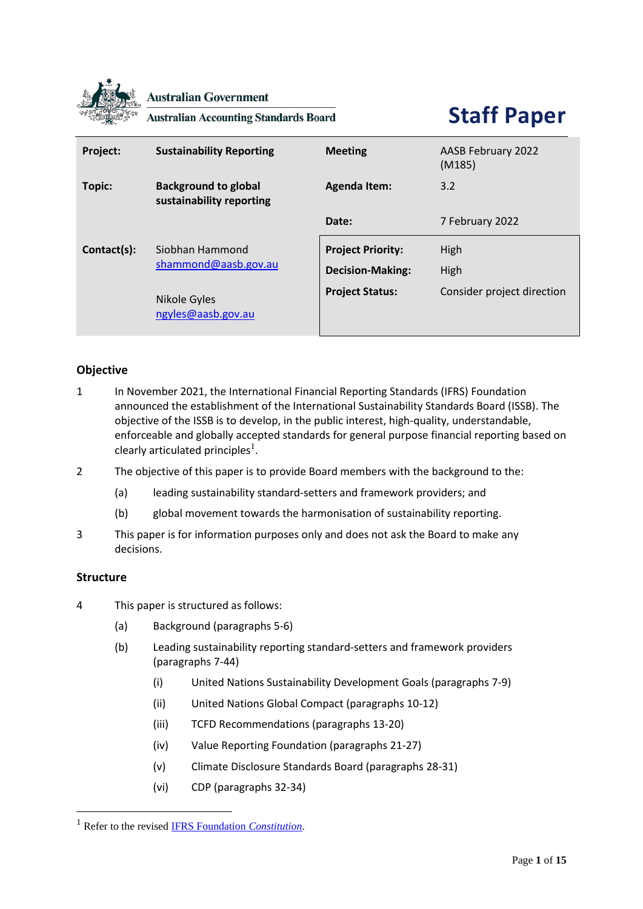Australian Government

Australian Accounting Standards Board

# Staff Paper

| | | | |
|---|---|---|---|
| **Project:** | **Sustainability Reporting** | **Meeting** | AASB February 2022 (M185) |
| **Topic:** | **Background to global sustainability reporting** | **Agenda Item:** | 3.2 |
| | | **Date:** | 7 February 2022 |
| **Contact(s):** | Siobhan Hammond shammond@aasb.gov.au | **Project Priority:** | High |
| | | **Decision-Making:** | High |
| | Nikole Gyles ngyles@aasb.gov.au | **Project Status:** | Consider project direction |

## Objective

1. In November 2021, the International Financial Reporting Standards (IFRS) Foundation announced the establishment of the International Sustainability Standards Board (ISSB). The objective of the ISSB is to develop, in the public interest, high-quality, understandable, enforceable and globally accepted standards for general purpose financial reporting based on clearly articulated principles[1].

2. The objective of this paper is to provide Board members with the background to the:
   - (a) leading sustainability standard-setters and framework providers; and
   - (b) global movement towards the harmonisation of sustainability reporting.

3. This paper is for information purposes only and does not ask the Board to make any decisions.

## Structure

4. This paper is structured as follows:
   - (a) Background (paragraphs 5-6)
   - (b) Leading sustainability reporting standard-setters and framework providers (paragraphs 7-44)
     - (i) United Nations Sustainability Development Goals (paragraphs 7-9)
     - (ii) United Nations Global Compact (paragraphs 10-12)
     - (iii) TCFD Recommendations (paragraphs 13-20)
     - (iv) Value Reporting Foundation (paragraphs 21-27)
     - (v) Climate Disclosure Standards Board (paragraphs 28-31)
     - (vi) CDP (paragraphs 32-34)

[1] Refer to the revised IFRS Foundation *Constitution*.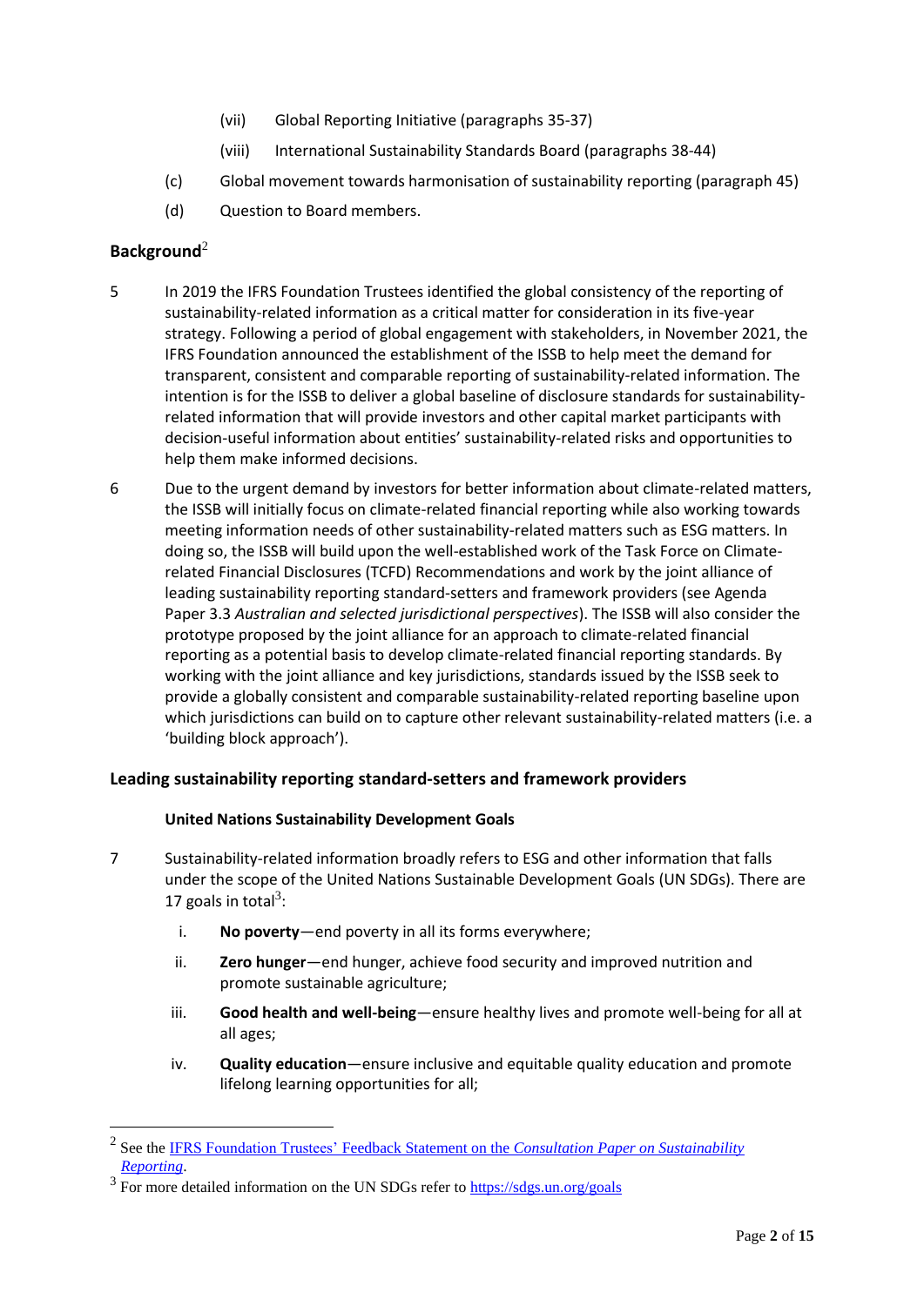(vii) Global Reporting Initiative (paragraphs 35-37)

(viii) International Sustainability Standards Board (paragraphs 38-44)

(c) Global movement towards harmonisation of sustainability reporting (paragraph 45)

(d) Question to Board members.

## Background[2]

5 In 2019 the IFRS Foundation Trustees identified the global consistency of the reporting of sustainability-related information as a critical matter for consideration in its five-year strategy. Following a period of global engagement with stakeholders, in November 2021, the IFRS Foundation announced the establishment of the ISSB to help meet the demand for transparent, consistent and comparable reporting of sustainability-related information. The intention is for the ISSB to deliver a global baseline of disclosure standards for sustainability-related information that will provide investors and other capital market participants with decision-useful information about entities' sustainability-related risks and opportunities to help them make informed decisions.

6 Due to the urgent demand by investors for better information about climate-related matters, the ISSB will initially focus on climate-related financial reporting while also working towards meeting information needs of other sustainability-related matters such as ESG matters. In doing so, the ISSB will build upon the well-established work of the Task Force on Climate-related Financial Disclosures (TCFD) Recommendations and work by the joint alliance of leading sustainability reporting standard-setters and framework providers (see Agenda Paper 3.3 *Australian and selected jurisdictional perspectives*). The ISSB will also consider the prototype proposed by the joint alliance for an approach to climate-related financial reporting as a potential basis to develop climate-related financial reporting standards. By working with the joint alliance and key jurisdictions, standards issued by the ISSB seek to provide a globally consistent and comparable sustainability-related reporting baseline upon which jurisdictions can build on to capture other relevant sustainability-related matters (i.e. a 'building block approach').

## Leading sustainability reporting standard-setters and framework providers

### United Nations Sustainability Development Goals

7 Sustainability-related information broadly refers to ESG and other information that falls under the scope of the United Nations Sustainable Development Goals (UN SDGs). There are 17 goals in total[3]:

i. **No poverty**—end poverty in all its forms everywhere;

ii. **Zero hunger**—end hunger, achieve food security and improved nutrition and promote sustainable agriculture;

iii. **Good health and well-being**—ensure healthy lives and promote well-being for all at all ages;

iv. **Quality education**—ensure inclusive and equitable quality education and promote lifelong learning opportunities for all;

---

[2] See the IFRS Foundation Trustees' Feedback Statement on the *Consultation Paper on Sustainability Reporting*.

[3] For more detailed information on the UN SDGs refer to https://sdgs.un.org/goals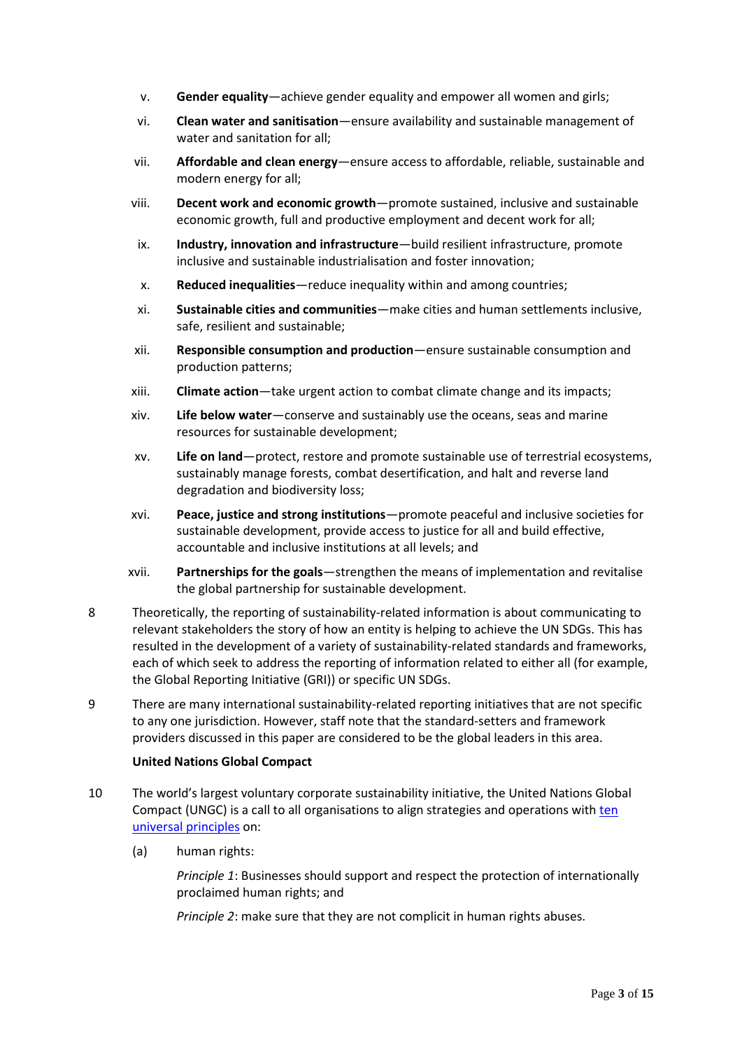v. **Gender equality**—achieve gender equality and empower all women and girls;

vi. **Clean water and sanitisation**—ensure availability and sustainable management of water and sanitation for all;

vii. **Affordable and clean energy**—ensure access to affordable, reliable, sustainable and modern energy for all;

viii. **Decent work and economic growth**—promote sustained, inclusive and sustainable economic growth, full and productive employment and decent work for all;

ix. **Industry, innovation and infrastructure**—build resilient infrastructure, promote inclusive and sustainable industrialisation and foster innovation;

x. **Reduced inequalities**—reduce inequality within and among countries;

xi. **Sustainable cities and communities**—make cities and human settlements inclusive, safe, resilient and sustainable;

xii. **Responsible consumption and production**—ensure sustainable consumption and production patterns;

xiii. **Climate action**—take urgent action to combat climate change and its impacts;

xiv. **Life below water**—conserve and sustainably use the oceans, seas and marine resources for sustainable development;

xv. **Life on land**—protect, restore and promote sustainable use of terrestrial ecosystems, sustainably manage forests, combat desertification, and halt and reverse land degradation and biodiversity loss;

xvi. **Peace, justice and strong institutions**—promote peaceful and inclusive societies for sustainable development, provide access to justice for all and build effective, accountable and inclusive institutions at all levels; and

xvii. **Partnerships for the goals**—strengthen the means of implementation and revitalise the global partnership for sustainable development.

8 Theoretically, the reporting of sustainability-related information is about communicating to relevant stakeholders the story of how an entity is helping to achieve the UN SDGs. This has resulted in the development of a variety of sustainability-related standards and frameworks, each of which seek to address the reporting of information related to either all (for example, the Global Reporting Initiative (GRI)) or specific UN SDGs.

9 There are many international sustainability-related reporting initiatives that are not specific to any one jurisdiction. However, staff note that the standard-setters and framework providers discussed in this paper are considered to be the global leaders in this area.

**United Nations Global Compact**

10 The world's largest voluntary corporate sustainability initiative, the United Nations Global Compact (UNGC) is a call to all organisations to align strategies and operations with ten universal principles on:

(a) human rights:

*Principle 1*: Businesses should support and respect the protection of internationally proclaimed human rights; and

*Principle 2*: make sure that they are not complicit in human rights abuses.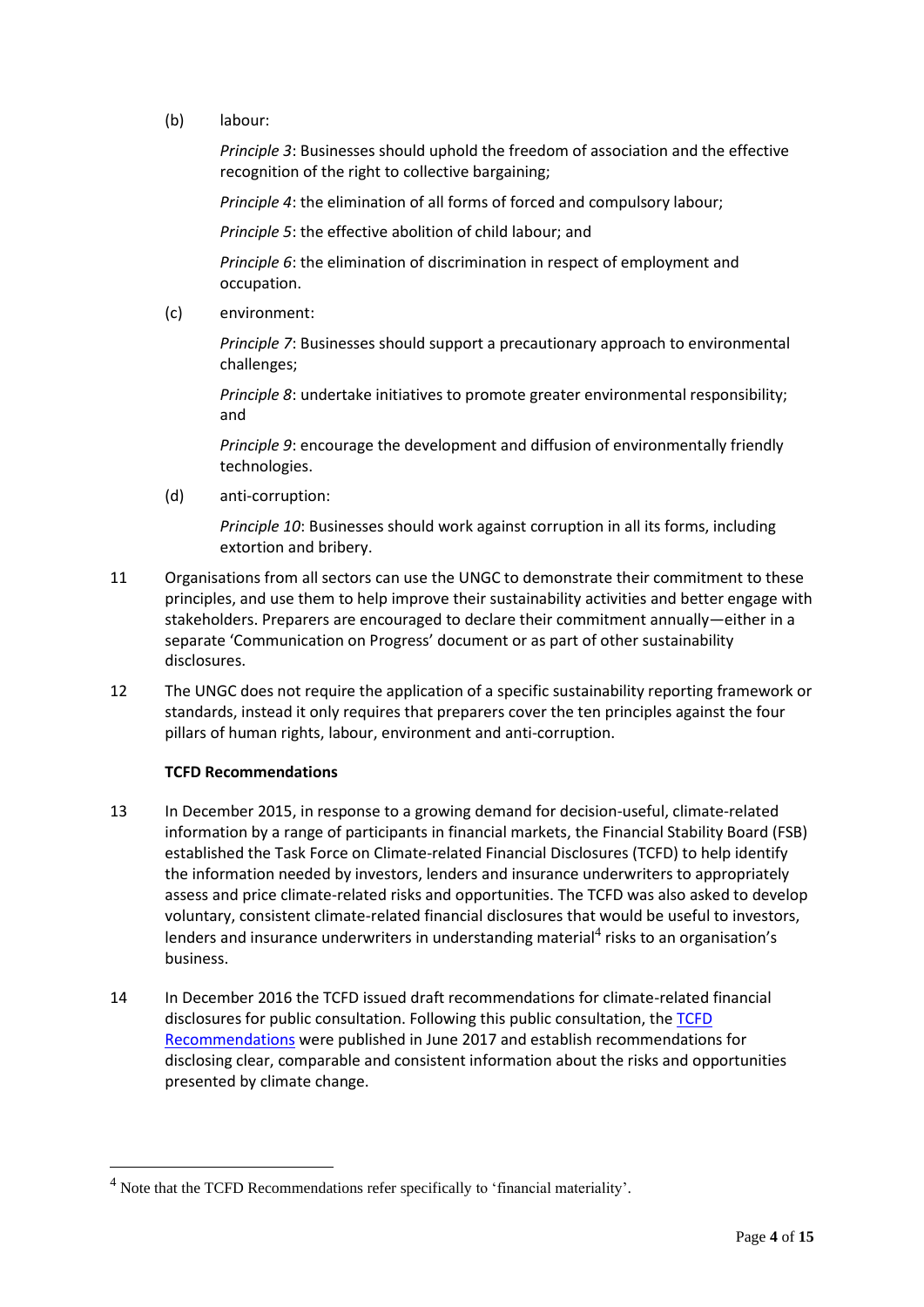(b) labour:

*Principle 3*: Businesses should uphold the freedom of association and the effective recognition of the right to collective bargaining;

*Principle 4*: the elimination of all forms of forced and compulsory labour;

*Principle 5*: the effective abolition of child labour; and

*Principle 6*: the elimination of discrimination in respect of employment and occupation.

(c) environment:

*Principle 7*: Businesses should support a precautionary approach to environmental challenges;

*Principle 8*: undertake initiatives to promote greater environmental responsibility; and

*Principle 9*: encourage the development and diffusion of environmentally friendly technologies.

(d) anti-corruption:

*Principle 10*: Businesses should work against corruption in all its forms, including extortion and bribery.

11 Organisations from all sectors can use the UNGC to demonstrate their commitment to these principles, and use them to help improve their sustainability activities and better engage with stakeholders. Preparers are encouraged to declare their commitment annually—either in a separate 'Communication on Progress' document or as part of other sustainability disclosures.

12 The UNGC does not require the application of a specific sustainability reporting framework or standards, instead it only requires that preparers cover the ten principles against the four pillars of human rights, labour, environment and anti-corruption.

**TCFD Recommendations**

13 In December 2015, in response to a growing demand for decision-useful, climate-related information by a range of participants in financial markets, the Financial Stability Board (FSB) established the Task Force on Climate-related Financial Disclosures (TCFD) to help identify the information needed by investors, lenders and insurance underwriters to appropriately assess and price climate-related risks and opportunities. The TCFD was also asked to develop voluntary, consistent climate-related financial disclosures that would be useful to investors, lenders and insurance underwriters in understanding material[4] risks to an organisation's business.

14 In December 2016 the TCFD issued draft recommendations for climate-related financial disclosures for public consultation. Following this public consultation, the TCFD Recommendations were published in June 2017 and establish recommendations for disclosing clear, comparable and consistent information about the risks and opportunities presented by climate change.

[4] Note that the TCFD Recommendations refer specifically to 'financial materiality'.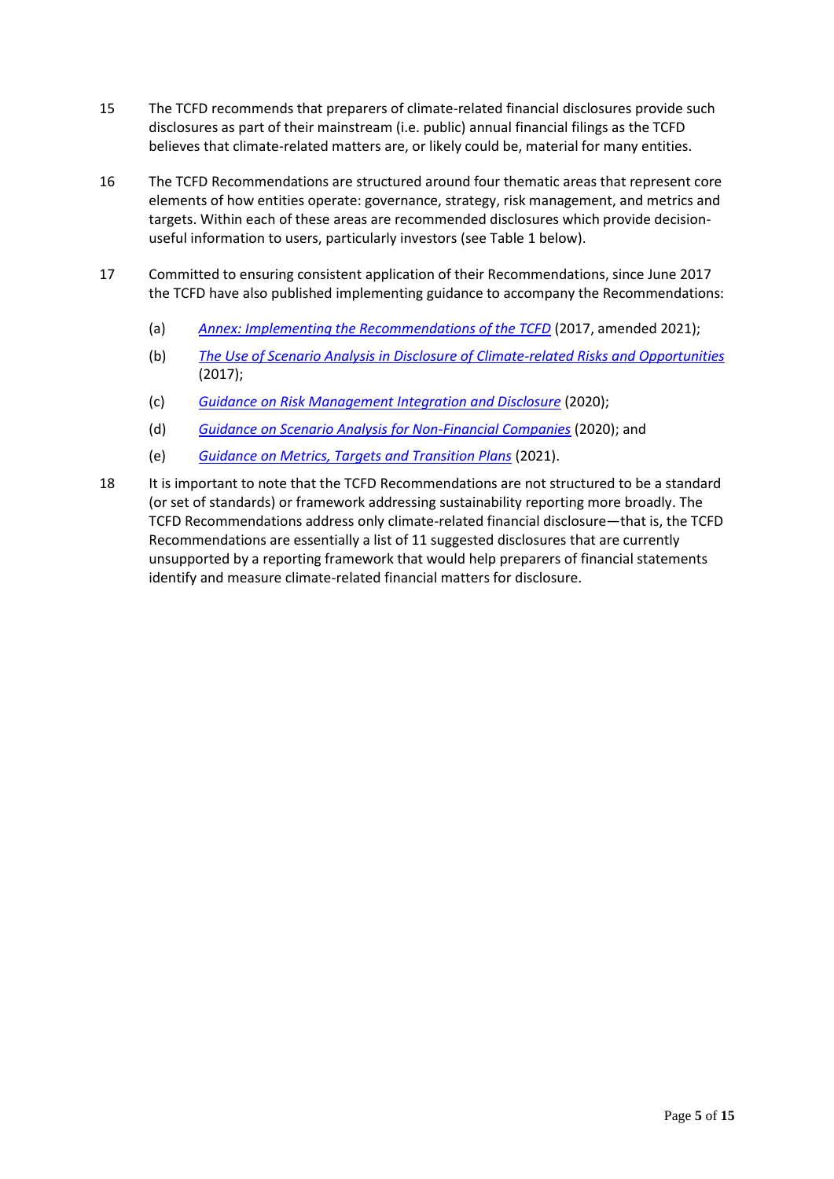15 The TCFD recommends that preparers of climate-related financial disclosures provide such disclosures as part of their mainstream (i.e. public) annual financial filings as the TCFD believes that climate-related matters are, or likely could be, material for many entities.

16 The TCFD Recommendations are structured around four thematic areas that represent core elements of how entities operate: governance, strategy, risk management, and metrics and targets. Within each of these areas are recommended disclosures which provide decision-useful information to users, particularly investors (see Table 1 below).

17 Committed to ensuring consistent application of their Recommendations, since June 2017 the TCFD have also published implementing guidance to accompany the Recommendations:

(a) *Annex: Implementing the Recommendations of the TCFD* (2017, amended 2021);

(b) *The Use of Scenario Analysis in Disclosure of Climate-related Risks and Opportunities* (2017);

(c) *Guidance on Risk Management Integration and Disclosure* (2020);

(d) *Guidance on Scenario Analysis for Non-Financial Companies* (2020); and

(e) *Guidance on Metrics, Targets and Transition Plans* (2021).

18 It is important to note that the TCFD Recommendations are not structured to be a standard (or set of standards) or framework addressing sustainability reporting more broadly. The TCFD Recommendations address only climate-related financial disclosure—that is, the TCFD Recommendations are essentially a list of 11 suggested disclosures that are currently unsupported by a reporting framework that would help preparers of financial statements identify and measure climate-related financial matters for disclosure.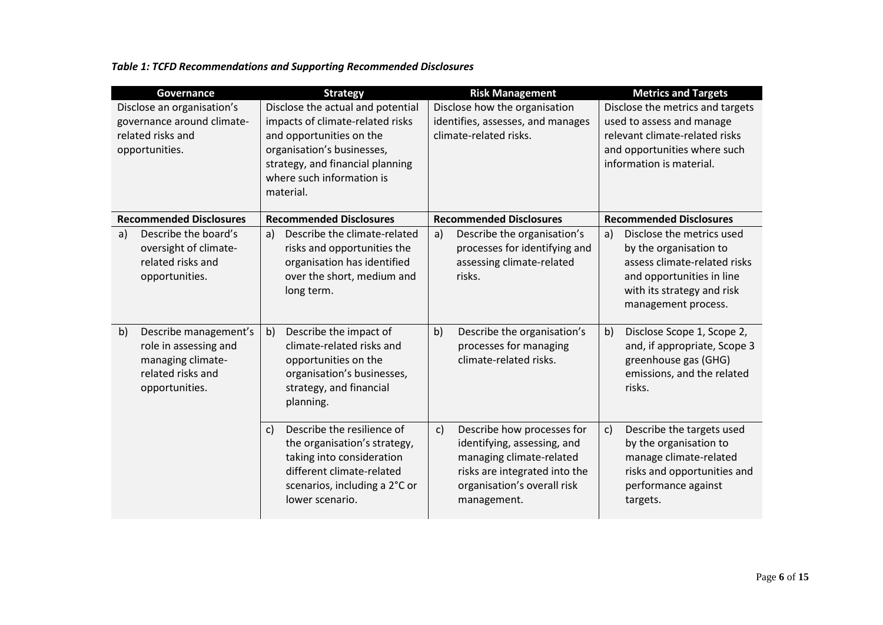*Table 1: TCFD Recommendations and Supporting Recommended Disclosures*

| Governance | Strategy | Risk Management | Metrics and Targets |
|---|---|---|---|
| Disclose an organisation's governance around climate-related risks and opportunities. | Disclose the actual and potential impacts of climate-related risks and opportunities on the organisation's businesses, strategy, and financial planning where such information is material. | Disclose how the organisation identifies, assesses, and manages climate-related risks. | Disclose the metrics and targets used to assess and manage relevant climate-related risks and opportunities where such information is material. |
| **Recommended Disclosures** | **Recommended Disclosures** | **Recommended Disclosures** | **Recommended Disclosures** |
| a) Describe the board's oversight of climate-related risks and opportunities. | a) Describe the climate-related risks and opportunities the organisation has identified over the short, medium and long term. | a) Describe the organisation's processes for identifying and assessing climate-related risks. | a) Disclose the metrics used by the organisation to assess climate-related risks and opportunities in line with its strategy and risk management process. |
| b) Describe management's role in assessing and managing climate-related risks and opportunities. | b) Describe the impact of climate-related risks and opportunities on the organisation's businesses, strategy, and financial planning. | b) Describe the organisation's processes for managing climate-related risks. | b) Disclose Scope 1, Scope 2, and, if appropriate, Scope 3 greenhouse gas (GHG) emissions, and the related risks. |
| | c) Describe the resilience of the organisation's strategy, taking into consideration different climate-related scenarios, including a 2°C or lower scenario. | c) Describe how processes for identifying, assessing, and managing climate-related risks are integrated into the organisation's overall risk management. | c) Describe the targets used by the organisation to manage climate-related risks and opportunities and performance against targets. |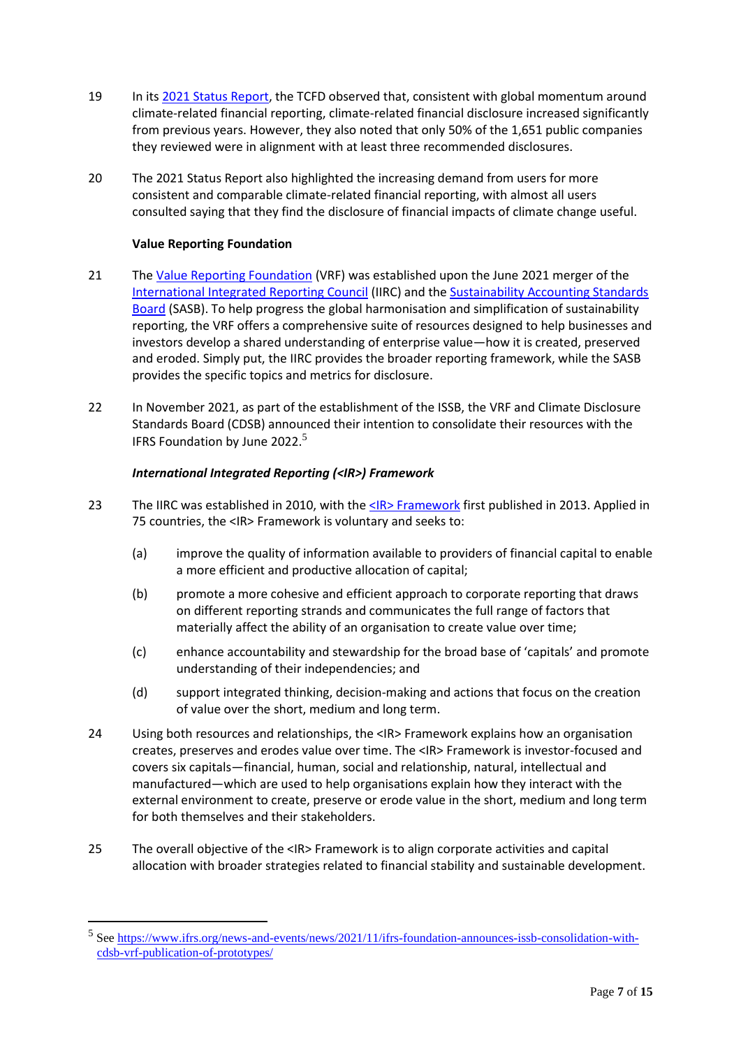19 In its 2021 Status Report, the TCFD observed that, consistent with global momentum around climate-related financial reporting, climate-related financial disclosure increased significantly from previous years. However, they also noted that only 50% of the 1,651 public companies they reviewed were in alignment with at least three recommended disclosures.

20 The 2021 Status Report also highlighted the increasing demand from users for more consistent and comparable climate-related financial reporting, with almost all users consulted saying that they find the disclosure of financial impacts of climate change useful.

**Value Reporting Foundation**

21 The Value Reporting Foundation (VRF) was established upon the June 2021 merger of the International Integrated Reporting Council (IIRC) and the Sustainability Accounting Standards Board (SASB). To help progress the global harmonisation and simplification of sustainability reporting, the VRF offers a comprehensive suite of resources designed to help businesses and investors develop a shared understanding of enterprise value—how it is created, preserved and eroded. Simply put, the IIRC provides the broader reporting framework, while the SASB provides the specific topics and metrics for disclosure.

22 In November 2021, as part of the establishment of the ISSB, the VRF and Climate Disclosure Standards Board (CDSB) announced their intention to consolidate their resources with the IFRS Foundation by June 2022.[5]

***International Integrated Reporting (<IR>) Framework***

23 The IIRC was established in 2010, with the <IR> Framework first published in 2013. Applied in 75 countries, the <IR> Framework is voluntary and seeks to:

(a) improve the quality of information available to providers of financial capital to enable a more efficient and productive allocation of capital;

(b) promote a more cohesive and efficient approach to corporate reporting that draws on different reporting strands and communicates the full range of factors that materially affect the ability of an organisation to create value over time;

(c) enhance accountability and stewardship for the broad base of 'capitals' and promote understanding of their independencies; and

(d) support integrated thinking, decision-making and actions that focus on the creation of value over the short, medium and long term.

24 Using both resources and relationships, the <IR> Framework explains how an organisation creates, preserves and erodes value over time. The <IR> Framework is investor-focused and covers six capitals—financial, human, social and relationship, natural, intellectual and manufactured—which are used to help organisations explain how they interact with the external environment to create, preserve or erode value in the short, medium and long term for both themselves and their stakeholders.

25 The overall objective of the <IR> Framework is to align corporate activities and capital allocation with broader strategies related to financial stability and sustainable development.

---

[5] See https://www.ifrs.org/news-and-events/news/2021/11/ifrs-foundation-announces-issb-consolidation-with-cdsb-vrf-publication-of-prototypes/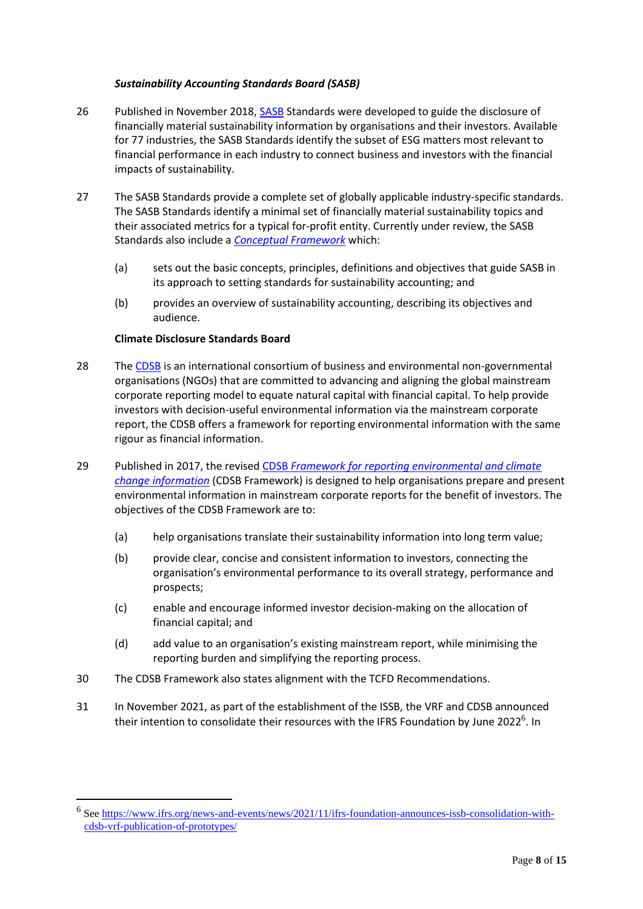***Sustainability Accounting Standards Board (SASB)***

26 Published in November 2018, SASB Standards were developed to guide the disclosure of financially material sustainability information by organisations and their investors. Available for 77 industries, the SASB Standards identify the subset of ESG matters most relevant to financial performance in each industry to connect business and investors with the financial impacts of sustainability.

27 The SASB Standards provide a complete set of globally applicable industry-specific standards. The SASB Standards identify a minimal set of financially material sustainability topics and their associated metrics for a typical for-profit entity. Currently under review, the SASB Standards also include a *Conceptual Framework* which:

(a) sets out the basic concepts, principles, definitions and objectives that guide SASB in its approach to setting standards for sustainability accounting; and

(b) provides an overview of sustainability accounting, describing its objectives and audience.

**Climate Disclosure Standards Board**

28 The CDSB is an international consortium of business and environmental non-governmental organisations (NGOs) that are committed to advancing and aligning the global mainstream corporate reporting model to equate natural capital with financial capital. To help provide investors with decision-useful environmental information via the mainstream corporate report, the CDSB offers a framework for reporting environmental information with the same rigour as financial information.

29 Published in 2017, the revised CDSB *Framework for reporting environmental and climate change information* (CDSB Framework) is designed to help organisations prepare and present environmental information in mainstream corporate reports for the benefit of investors. The objectives of the CDSB Framework are to:

(a) help organisations translate their sustainability information into long term value;

(b) provide clear, concise and consistent information to investors, connecting the organisation's environmental performance to its overall strategy, performance and prospects;

(c) enable and encourage informed investor decision-making on the allocation of financial capital; and

(d) add value to an organisation's existing mainstream report, while minimising the reporting burden and simplifying the reporting process.

30 The CDSB Framework also states alignment with the TCFD Recommendations.

31 In November 2021, as part of the establishment of the ISSB, the VRF and CDSB announced their intention to consolidate their resources with the IFRS Foundation by June 2022[6]. In

[6] See https://www.ifrs.org/news-and-events/news/2021/11/ifrs-foundation-announces-issb-consolidation-with-cdsb-vrf-publication-of-prototypes/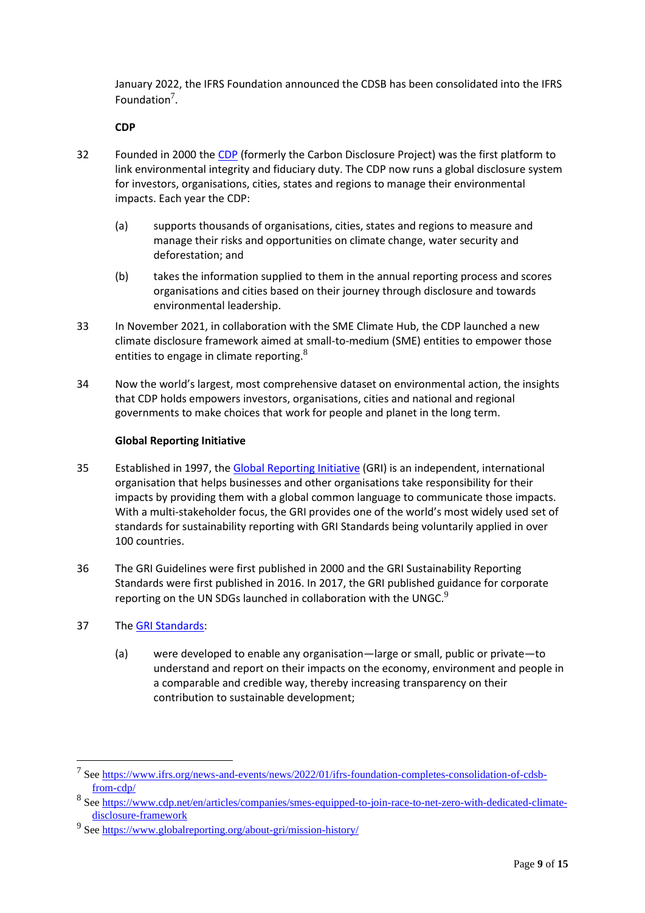January 2022, the IFRS Foundation announced the CDSB has been consolidated into the IFRS Foundation[7].

**CDP**

32 Founded in 2000 the CDP (formerly the Carbon Disclosure Project) was the first platform to link environmental integrity and fiduciary duty. The CDP now runs a global disclosure system for investors, organisations, cities, states and regions to manage their environmental impacts. Each year the CDP:

(a) supports thousands of organisations, cities, states and regions to measure and manage their risks and opportunities on climate change, water security and deforestation; and

(b) takes the information supplied to them in the annual reporting process and scores organisations and cities based on their journey through disclosure and towards environmental leadership.

33 In November 2021, in collaboration with the SME Climate Hub, the CDP launched a new climate disclosure framework aimed at small-to-medium (SME) entities to empower those entities to engage in climate reporting.[8]

34 Now the world's largest, most comprehensive dataset on environmental action, the insights that CDP holds empowers investors, organisations, cities and national and regional governments to make choices that work for people and planet in the long term.

**Global Reporting Initiative**

35 Established in 1997, the Global Reporting Initiative (GRI) is an independent, international organisation that helps businesses and other organisations take responsibility for their impacts by providing them with a global common language to communicate those impacts. With a multi-stakeholder focus, the GRI provides one of the world's most widely used set of standards for sustainability reporting with GRI Standards being voluntarily applied in over 100 countries.

36 The GRI Guidelines were first published in 2000 and the GRI Sustainability Reporting Standards were first published in 2016. In 2017, the GRI published guidance for corporate reporting on the UN SDGs launched in collaboration with the UNGC.[9]

37 The GRI Standards:

(a) were developed to enable any organisation—large or small, public or private—to understand and report on their impacts on the economy, environment and people in a comparable and credible way, thereby increasing transparency on their contribution to sustainable development;

---

[7] See https://www.ifrs.org/news-and-events/news/2022/01/ifrs-foundation-completes-consolidation-of-cdsb-from-cdp/

[8] See https://www.cdp.net/en/articles/companies/smes-equipped-to-join-race-to-net-zero-with-dedicated-climate-disclosure-framework

[9] See https://www.globalreporting.org/about-gri/mission-history/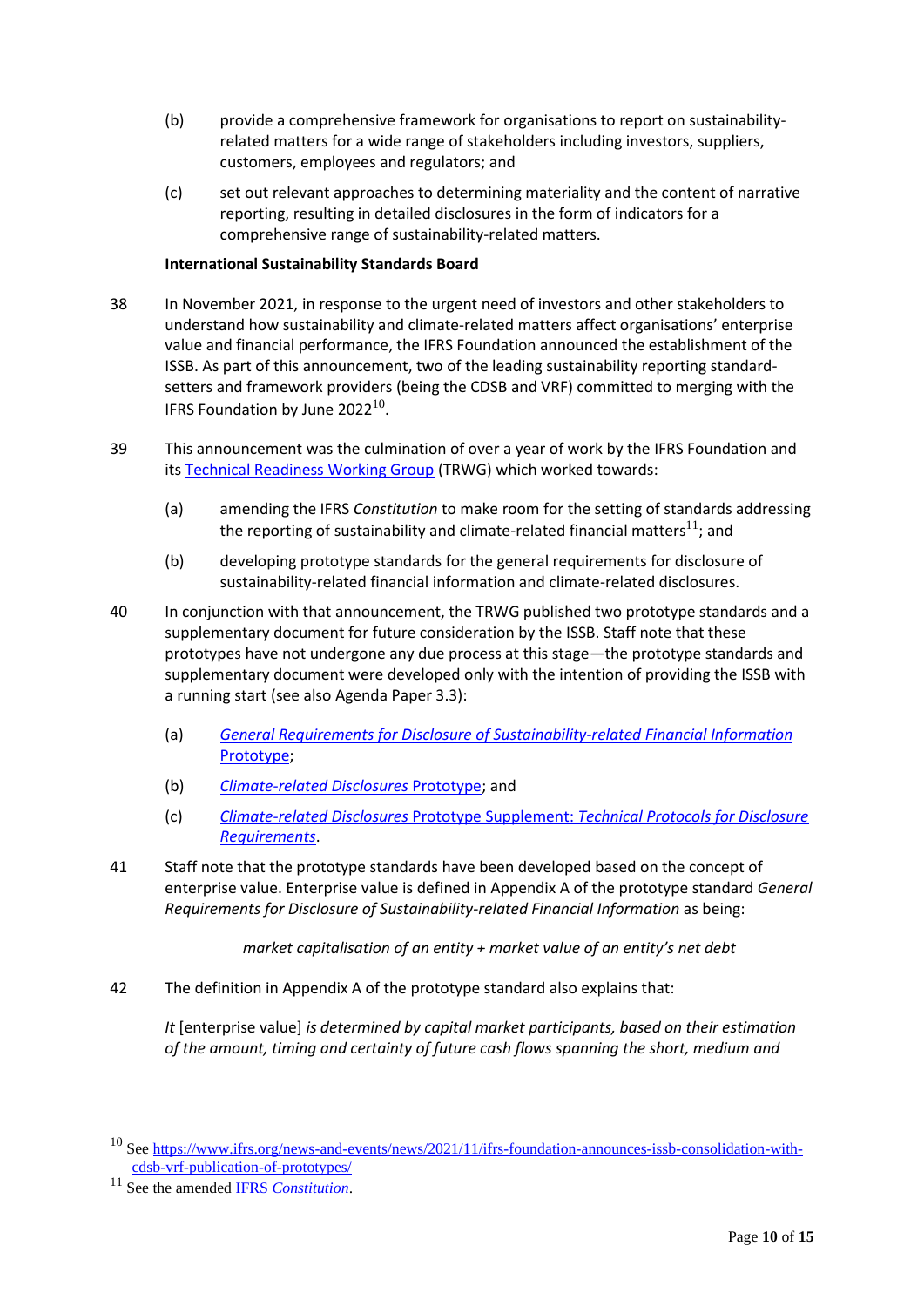(b) provide a comprehensive framework for organisations to report on sustainability-related matters for a wide range of stakeholders including investors, suppliers, customers, employees and regulators; and

(c) set out relevant approaches to determining materiality and the content of narrative reporting, resulting in detailed disclosures in the form of indicators for a comprehensive range of sustainability-related matters.

**International Sustainability Standards Board**

38 In November 2021, in response to the urgent need of investors and other stakeholders to understand how sustainability and climate-related matters affect organisations' enterprise value and financial performance, the IFRS Foundation announced the establishment of the ISSB. As part of this announcement, two of the leading sustainability reporting standard-setters and framework providers (being the CDSB and VRF) committed to merging with the IFRS Foundation by June 2022[10].

39 This announcement was the culmination of over a year of work by the IFRS Foundation and its Technical Readiness Working Group (TRWG) which worked towards:

(a) amending the IFRS *Constitution* to make room for the setting of standards addressing the reporting of sustainability and climate-related financial matters[11]; and

(b) developing prototype standards for the general requirements for disclosure of sustainability-related financial information and climate-related disclosures.

40 In conjunction with that announcement, the TRWG published two prototype standards and a supplementary document for future consideration by the ISSB. Staff note that these prototypes have not undergone any due process at this stage—the prototype standards and supplementary document were developed only with the intention of providing the ISSB with a running start (see also Agenda Paper 3.3):

(a) *General Requirements for Disclosure of Sustainability-related Financial Information* Prototype;

(b) *Climate-related Disclosures* Prototype; and

(c) *Climate-related Disclosures* Prototype Supplement: *Technical Protocols for Disclosure Requirements*.

41 Staff note that the prototype standards have been developed based on the concept of enterprise value. Enterprise value is defined in Appendix A of the prototype standard *General Requirements for Disclosure of Sustainability-related Financial Information* as being:

*market capitalisation of an entity + market value of an entity's net debt*

42 The definition in Appendix A of the prototype standard also explains that:

*It* [enterprise value] *is determined by capital market participants, based on their estimation of the amount, timing and certainty of future cash flows spanning the short, medium and*

[10] See https://www.ifrs.org/news-and-events/news/2021/11/ifrs-foundation-announces-issb-consolidation-with-cdsb-vrf-publication-of-prototypes/

[11] See the amended IFRS *Constitution*.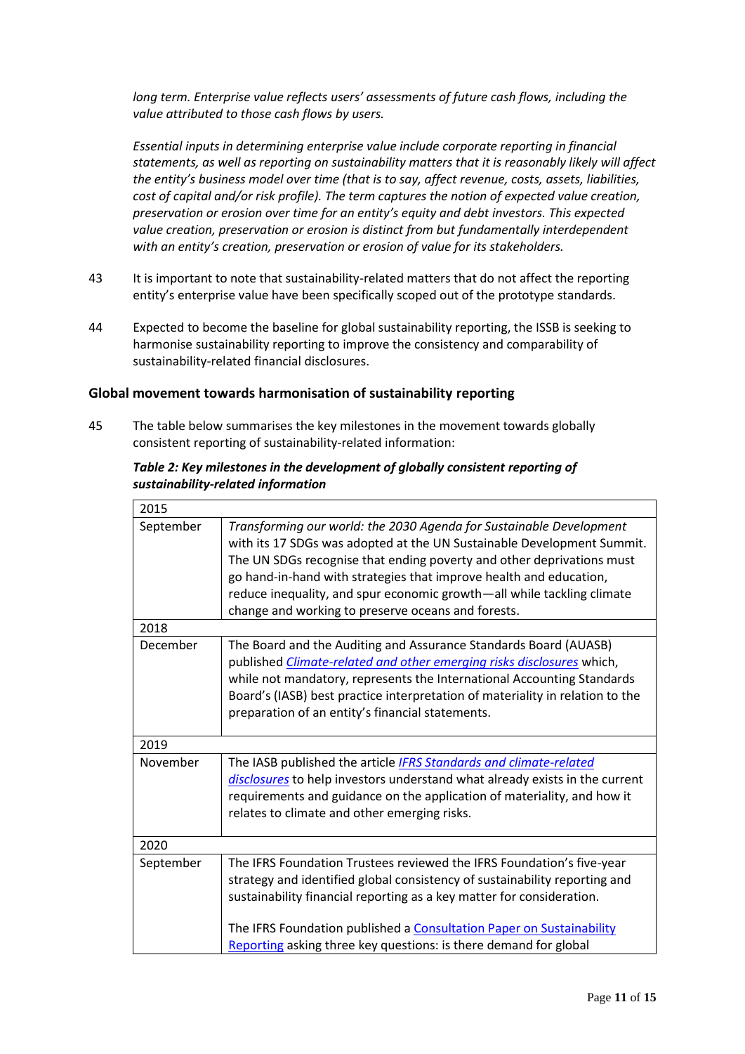*long term. Enterprise value reflects users' assessments of future cash flows, including the value attributed to those cash flows by users.*

*Essential inputs in determining enterprise value include corporate reporting in financial statements, as well as reporting on sustainability matters that it is reasonably likely will affect the entity's business model over time (that is to say, affect revenue, costs, assets, liabilities, cost of capital and/or risk profile). The term captures the notion of expected value creation, preservation or erosion over time for an entity's equity and debt investors. This expected value creation, preservation or erosion is distinct from but fundamentally interdependent with an entity's creation, preservation or erosion of value for its stakeholders.*

43 It is important to note that sustainability-related matters that do not affect the reporting entity's enterprise value have been specifically scoped out of the prototype standards.

44 Expected to become the baseline for global sustainability reporting, the ISSB is seeking to harmonise sustainability reporting to improve the consistency and comparability of sustainability-related financial disclosures.

### Global movement towards harmonisation of sustainability reporting

45 The table below summarises the key milestones in the movement towards globally consistent reporting of sustainability-related information:

***Table 2: Key milestones in the development of globally consistent reporting of sustainability-related information***

| 2015 | |
|---|---|
| September | *Transforming our world: the 2030 Agenda for Sustainable Development* with its 17 SDGs was adopted at the UN Sustainable Development Summit. The UN SDGs recognise that ending poverty and other deprivations must go hand-in-hand with strategies that improve health and education, reduce inequality, and spur economic growth—all while tackling climate change and working to preserve oceans and forests. |
| **2018** | |
| December | The Board and the Auditing and Assurance Standards Board (AUASB) published *Climate-related and other emerging risks disclosures* which, while not mandatory, represents the International Accounting Standards Board's (IASB) best practice interpretation of materiality in relation to the preparation of an entity's financial statements. |
| **2019** | |
| November | The IASB published the article *IFRS Standards and climate-related disclosures* to help investors understand what already exists in the current requirements and guidance on the application of materiality, and how it relates to climate and other emerging risks. |
| **2020** | |
| September | The IFRS Foundation Trustees reviewed the IFRS Foundation's five-year strategy and identified global consistency of sustainability reporting and sustainability financial reporting as a key matter for consideration.<br><br>The IFRS Foundation published a Consultation Paper on Sustainability Reporting asking three key questions: is there demand for global |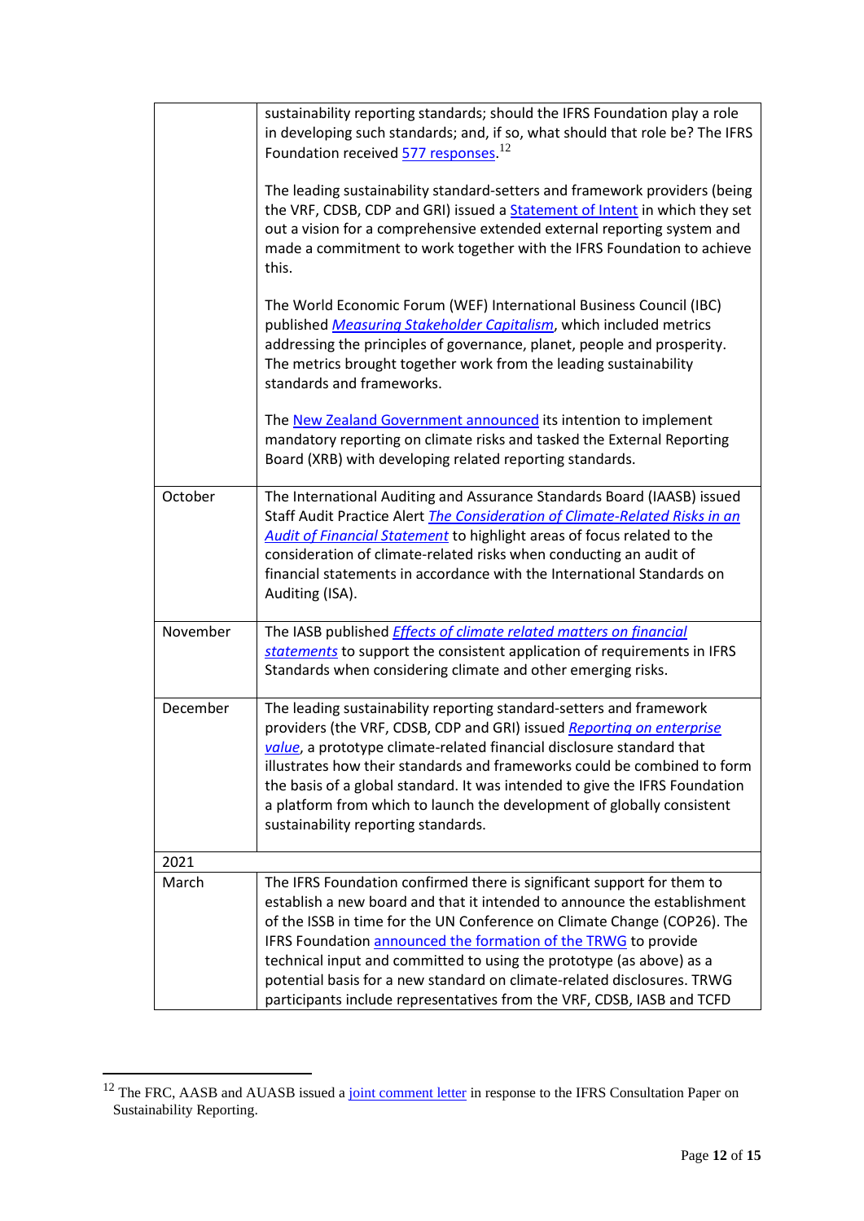| | |
|---|---|
| | sustainability reporting standards; should the IFRS Foundation play a role in developing such standards; and, if so, what should that role be? The IFRS Foundation received 577 responses.[12]<br><br>The leading sustainability standard-setters and framework providers (being the VRF, CDSB, CDP and GRI) issued a Statement of Intent in which they set out a vision for a comprehensive extended external reporting system and made a commitment to work together with the IFRS Foundation to achieve this.<br><br>The World Economic Forum (WEF) International Business Council (IBC) published *Measuring Stakeholder Capitalism*, which included metrics addressing the principles of governance, planet, people and prosperity. The metrics brought together work from the leading sustainability standards and frameworks.<br><br>The New Zealand Government announced its intention to implement mandatory reporting on climate risks and tasked the External Reporting Board (XRB) with developing related reporting standards. |
| October | The International Auditing and Assurance Standards Board (IAASB) issued Staff Audit Practice Alert *The Consideration of Climate-Related Risks in an Audit of Financial Statement* to highlight areas of focus related to the consideration of climate-related risks when conducting an audit of financial statements in accordance with the International Standards on Auditing (ISA). |
| November | The IASB published *Effects of climate related matters on financial statements* to support the consistent application of requirements in IFRS Standards when considering climate and other emerging risks. |
| December | The leading sustainability reporting standard-setters and framework providers (the VRF, CDSB, CDP and GRI) issued *Reporting on enterprise value*, a prototype climate-related financial disclosure standard that illustrates how their standards and frameworks could be combined to form the basis of a global standard. It was intended to give the IFRS Foundation a platform from which to launch the development of globally consistent sustainability reporting standards. |
| 2021 | |
| March | The IFRS Foundation confirmed there is significant support for them to establish a new board and that it intended to announce the establishment of the ISSB in time for the UN Conference on Climate Change (COP26). The IFRS Foundation announced the formation of the TRWG to provide technical input and committed to using the prototype (as above) as a potential basis for a new standard on climate-related disclosures. TRWG participants include representatives from the VRF, CDSB, IASB and TCFD |

[12] The FRC, AASB and AUASB issued a joint comment letter in response to the IFRS Consultation Paper on Sustainability Reporting.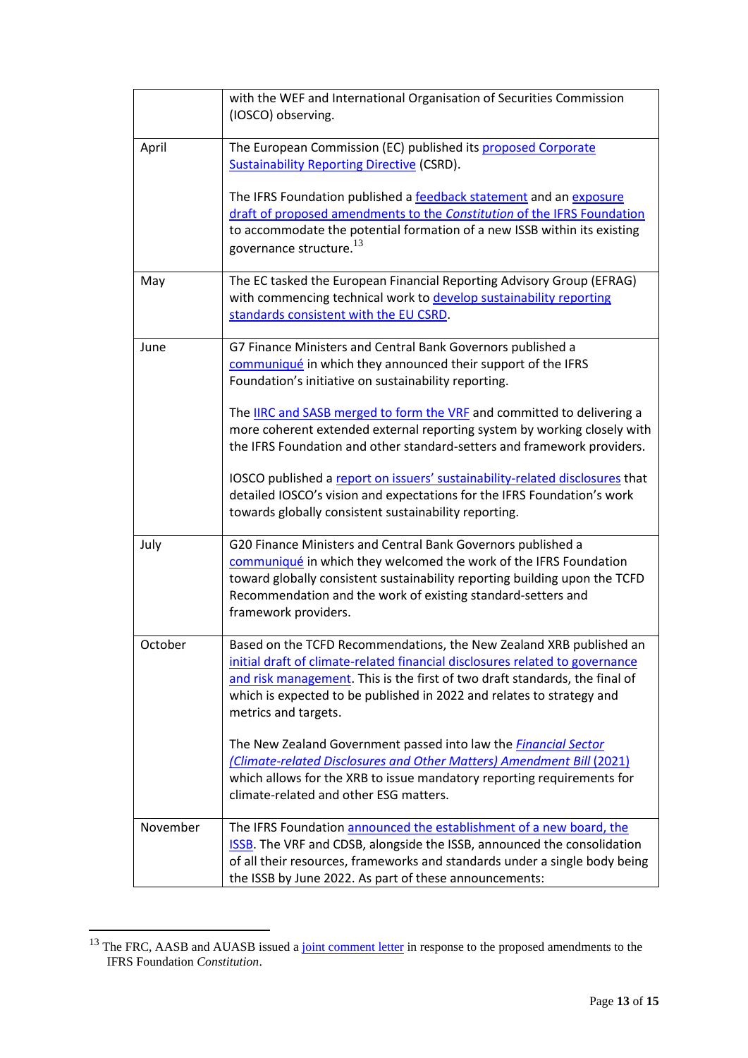| | |
|---|---|
| | with the WEF and International Organisation of Securities Commission (IOSCO) observing. |
| April | The European Commission (EC) published its proposed Corporate Sustainability Reporting Directive (CSRD).<br><br>The IFRS Foundation published a feedback statement and an exposure draft of proposed amendments to the *Constitution* of the IFRS Foundation to accommodate the potential formation of a new ISSB within its existing governance structure.[13] |
| May | The EC tasked the European Financial Reporting Advisory Group (EFRAG) with commencing technical work to develop sustainability reporting standards consistent with the EU CSRD. |
| June | G7 Finance Ministers and Central Bank Governors published a communiqué in which they announced their support of the IFRS Foundation's initiative on sustainability reporting.<br><br>The IIRC and SASB merged to form the VRF and committed to delivering a more coherent extended external reporting system by working closely with the IFRS Foundation and other standard-setters and framework providers.<br><br>IOSCO published a report on issuers' sustainability-related disclosures that detailed IOSCO's vision and expectations for the IFRS Foundation's work towards globally consistent sustainability reporting. |
| July | G20 Finance Ministers and Central Bank Governors published a communiqué in which they welcomed the work of the IFRS Foundation toward globally consistent sustainability reporting building upon the TCFD Recommendation and the work of existing standard-setters and framework providers. |
| October | Based on the TCFD Recommendations, the New Zealand XRB published an initial draft of climate-related financial disclosures related to governance and risk management. This is the first of two draft standards, the final of which is expected to be published in 2022 and relates to strategy and metrics and targets.<br><br>The New Zealand Government passed into law the *Financial Sector (Climate-related Disclosures and Other Matters) Amendment Bill* (2021) which allows for the XRB to issue mandatory reporting requirements for climate-related and other ESG matters. |
| November | The IFRS Foundation announced the establishment of a new board, the ISSB. The VRF and CDSB, alongside the ISSB, announced the consolidation of all their resources, frameworks and standards under a single body being the ISSB by June 2022. As part of these announcements: |

[13] The FRC, AASB and AUASB issued a joint comment letter in response to the proposed amendments to the IFRS Foundation *Constitution*.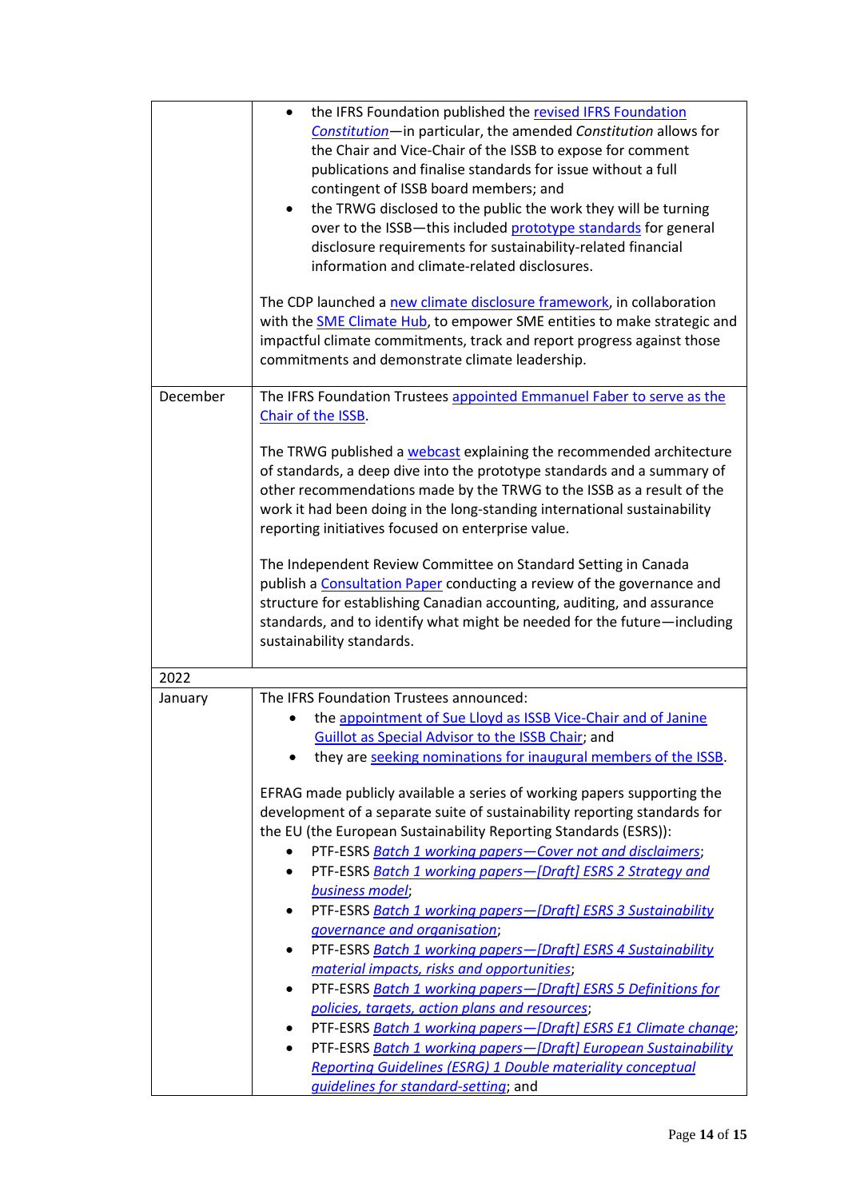| | |
|---|---|
| | • the IFRS Foundation published the revised IFRS Foundation *Constitution*—in particular, the amended *Constitution* allows for the Chair and Vice-Chair of the ISSB to expose for comment publications and finalise standards for issue without a full contingent of ISSB board members; and<br>• the TRWG disclosed to the public the work they will be turning over to the ISSB—this included prototype standards for general disclosure requirements for sustainability-related financial information and climate-related disclosures.<br><br>The CDP launched a new climate disclosure framework, in collaboration with the SME Climate Hub, to empower SME entities to make strategic and impactful climate commitments, track and report progress against those commitments and demonstrate climate leadership. |
| December | The IFRS Foundation Trustees appointed Emmanuel Faber to serve as the Chair of the ISSB.<br><br>The TRWG published a webcast explaining the recommended architecture of standards, a deep dive into the prototype standards and a summary of other recommendations made by the TRWG to the ISSB as a result of the work it had been doing in the long-standing international sustainability reporting initiatives focused on enterprise value.<br><br>The Independent Review Committee on Standard Setting in Canada publish a Consultation Paper conducting a review of the governance and structure for establishing Canadian accounting, auditing, and assurance standards, and to identify what might be needed for the future—including sustainability standards. |
| 2022 | |
| January | The IFRS Foundation Trustees announced:<br>• the appointment of Sue Lloyd as ISSB Vice-Chair and of Janine Guillot as Special Advisor to the ISSB Chair; and<br>• they are seeking nominations for inaugural members of the ISSB.<br><br>EFRAG made publicly available a series of working papers supporting the development of a separate suite of sustainability reporting standards for the EU (the European Sustainability Reporting Standards (ESRS)):<br>• PTF-ESRS *Batch 1 working papers—Cover not and disclaimers*;<br>• PTF-ESRS *Batch 1 working papers—[Draft] ESRS 2 Strategy and business model*;<br>• PTF-ESRS *Batch 1 working papers—[Draft] ESRS 3 Sustainability governance and organisation*;<br>• PTF-ESRS *Batch 1 working papers—[Draft] ESRS 4 Sustainability material impacts, risks and opportunities*;<br>• PTF-ESRS *Batch 1 working papers—[Draft] ESRS 5 Definitions for policies, targets, action plans and resources*;<br>• PTF-ESRS *Batch 1 working papers—[Draft] ESRS E1 Climate change*;<br>• PTF-ESRS *Batch 1 working papers—[Draft] European Sustainability Reporting Guidelines (ESRG) 1 Double materiality conceptual guidelines for standard-setting*; and |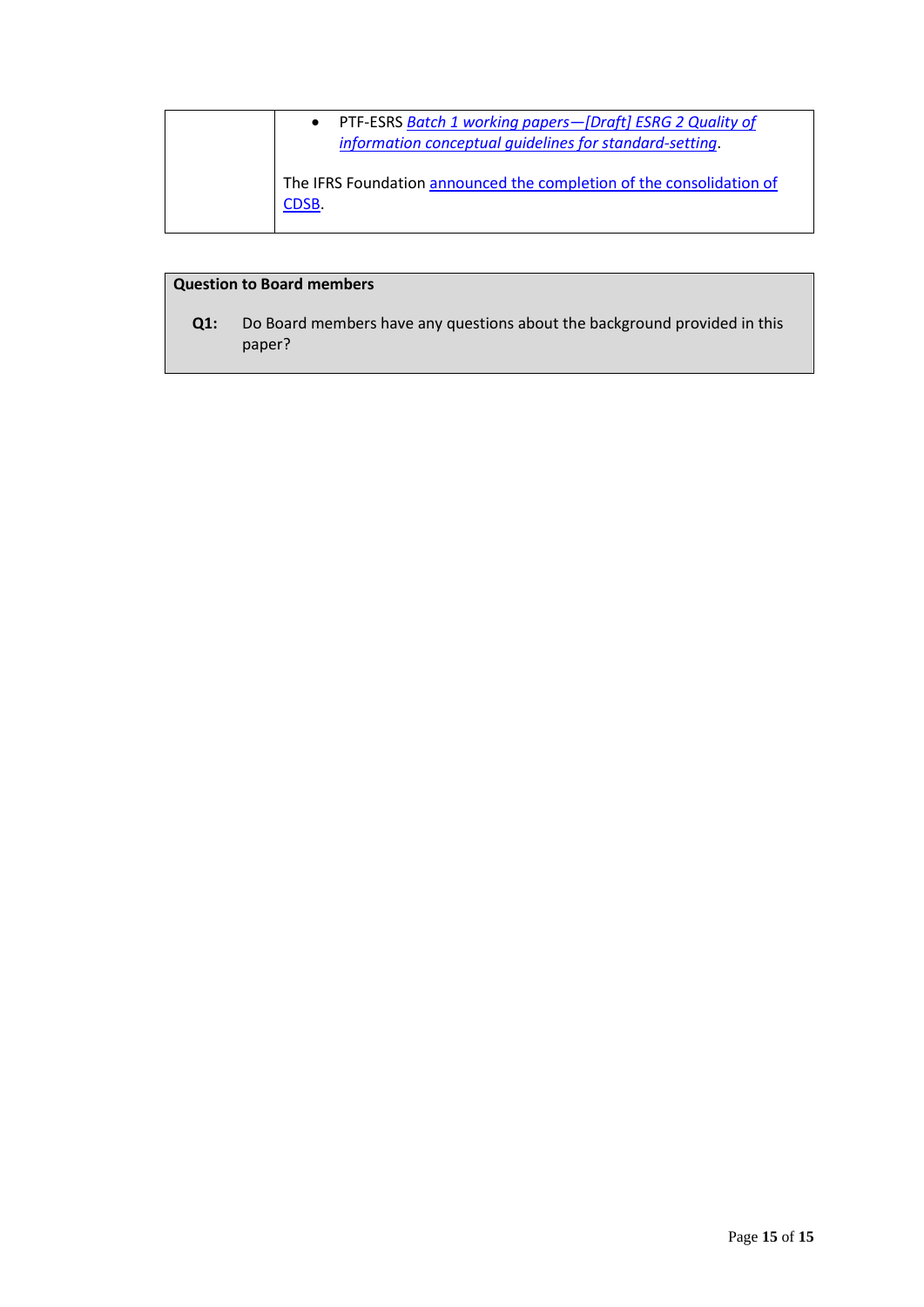| | |
|---|---|
| | - PTF-ESRS *Batch 1 working papers—[Draft] ESRG 2 Quality of information conceptual guidelines for standard-setting*.<br><br>The IFRS Foundation announced the completion of the consolidation of CDSB. |

**Question to Board members**

**Q1:** Do Board members have any questions about the background provided in this paper?